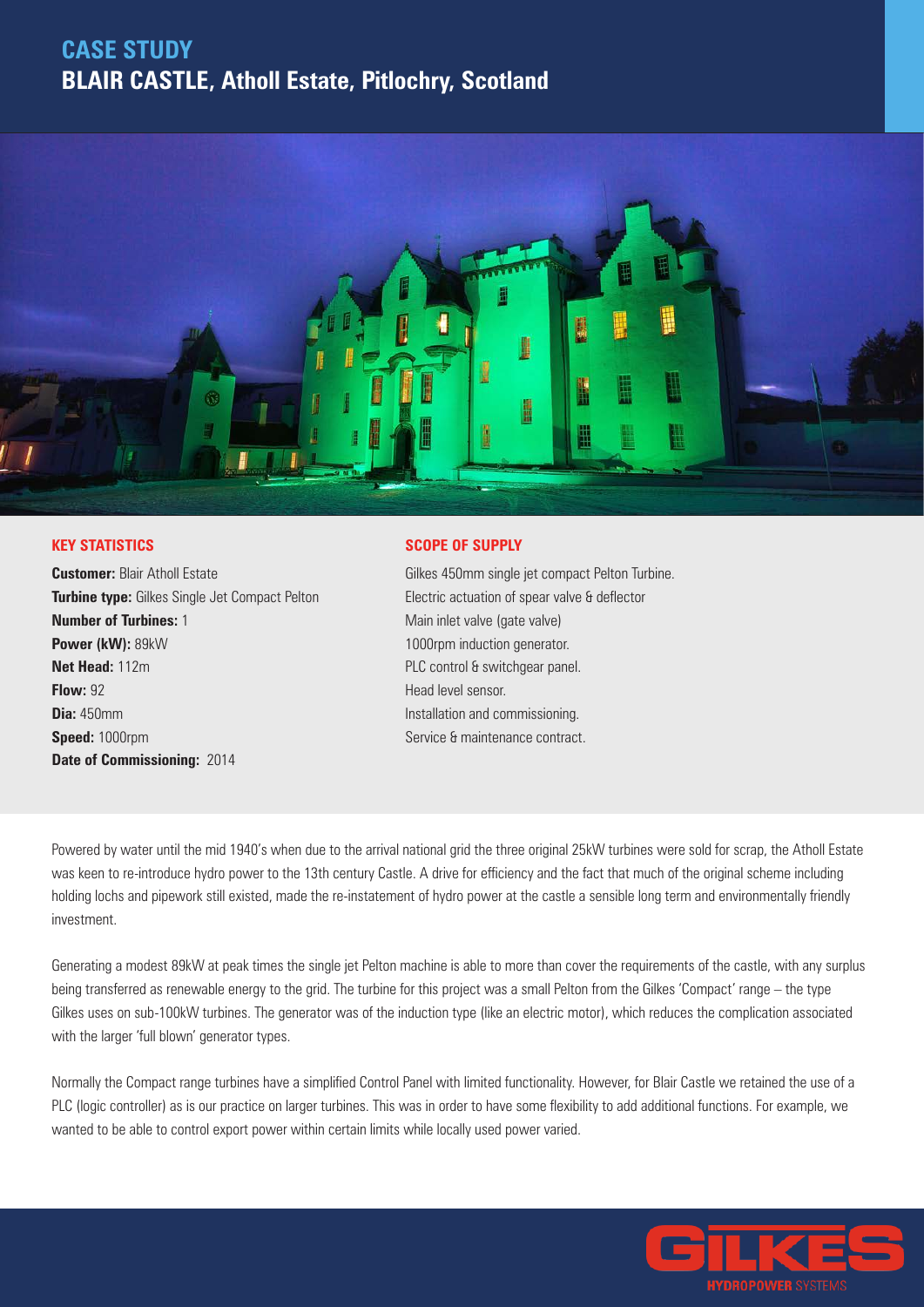# CASE STUDY

## BLAIR CASTLE, Atholl Estate, Pitlochry, Scotland

### KEY STATISTICS

**Customer:** Blair Atholl Estate
**Turbine type:** Gilkes Single Jet Compact Pelton
**Number of Turbines:** 1
**Power (kW):** 89kW
**Net Head:** 112m
**Flow:** 92
**Dia:** 450mm
**Speed:** 1000rpm
**Date of Commissioning:** 2014

### SCOPE OF SUPPLY

Gilkes 450mm single jet compact Pelton Turbine.
Electric actuation of spear valve & deflector
Main inlet valve (gate valve)
1000rpm induction generator.
PLC control & switchgear panel.
Head level sensor.
Installation and commissioning.
Service & maintenance contract.

Powered by water until the mid 1940's when due to the arrival national grid the three original 25kW turbines were sold for scrap, the Atholl Estate was keen to re-introduce hydro power to the 13th century Castle. A drive for efficiency and the fact that much of the original scheme including holding lochs and pipework still existed, made the re-instatement of hydro power at the castle a sensible long term and environmentally friendly investment.

Generating a modest 89kW at peak times the single jet Pelton machine is able to more than cover the requirements of the castle, with any surplus being transferred as renewable energy to the grid. The turbine for this project was a small Pelton from the Gilkes 'Compact' range – the type Gilkes uses on sub-100kW turbines. The generator was of the induction type (like an electric motor), which reduces the complication associated with the larger 'full blown' generator types.

Normally the Compact range turbines have a simplified Control Panel with limited functionality. However, for Blair Castle we retained the use of a PLC (logic controller) as is our practice on larger turbines. This was in order to have some flexibility to add additional functions. For example, we wanted to be able to control export power within certain limits while locally used power varied.

GILKES HYDROPOWER SYSTEMS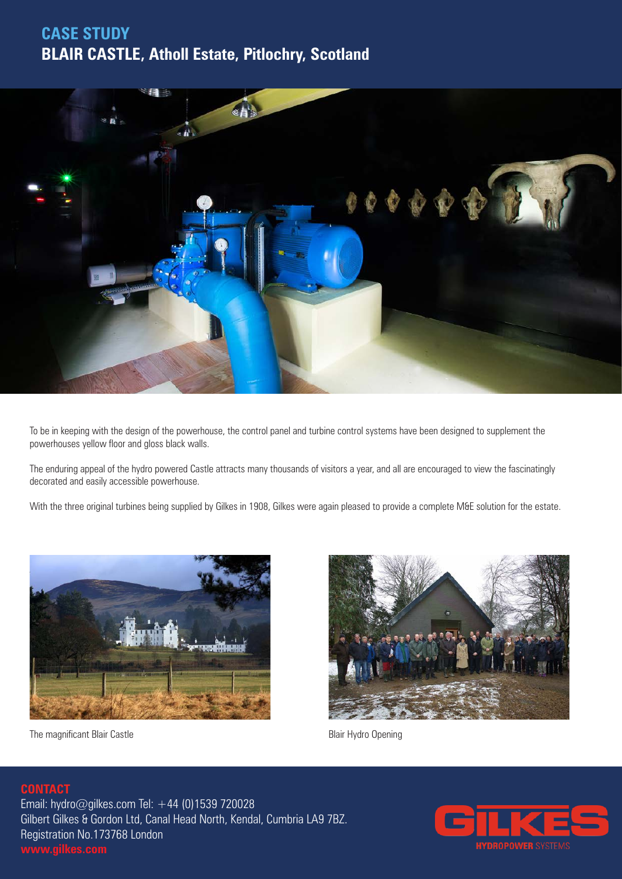# CASE STUDY
## BLAIR CASTLE, Atholl Estate, Pitlochry, Scotland

To be in keeping with the design of the powerhouse, the control panel and turbine control systems have been designed to supplement the powerhouses yellow floor and gloss black walls.

The enduring appeal of the hydro powered Castle attracts many thousands of visitors a year, and all are encouraged to view the fascinatingly decorated and easily accessible powerhouse.

With the three original turbines being supplied by Gilkes in 1908, Gilkes were again pleased to provide a complete M&E solution for the estate.

The magnificant Blair Castle

Blair Hydro Opening

**CONTACT**

Email: hydro@gilkes.com Tel: +44 (0)1539 720028
Gilbert Gilkes & Gordon Ltd, Canal Head North, Kendal, Cumbria LA9 7BZ.
Registration No.173768 London
**www.gilkes.com**

GILKES HYDROPOWER SYSTEMS